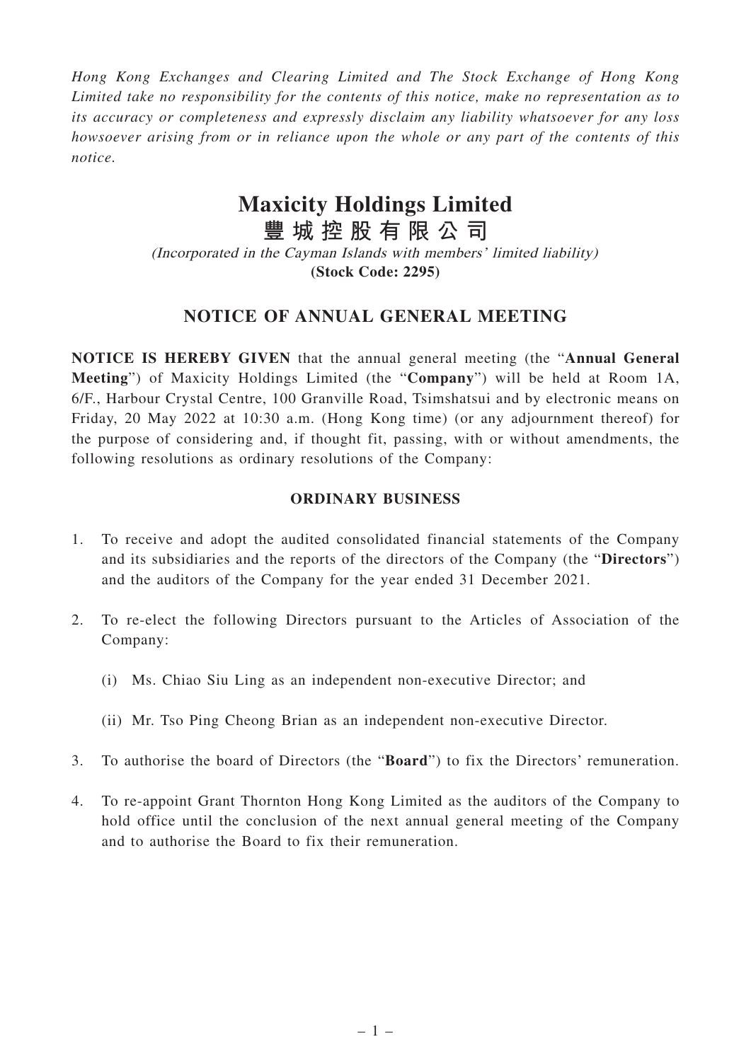*Hong Kong Exchanges and Clearing Limited and The Stock Exchange of Hong Kong Limited take no responsibility for the contents of this notice, make no representation as to its accuracy or completeness and expressly disclaim any liability whatsoever for any loss howsoever arising from or in reliance upon the whole or any part of the contents of this notice.*

# Maxicity Holdings Limited
# 豐城控股有限公司

*(Incorporated in the Cayman Islands with members' limited liability)*
**(Stock Code: 2295)**

## NOTICE OF ANNUAL GENERAL MEETING

**NOTICE IS HEREBY GIVEN** that the annual general meeting (the "**Annual General Meeting**") of Maxicity Holdings Limited (the "**Company**") will be held at Room 1A, 6/F., Harbour Crystal Centre, 100 Granville Road, Tsimshatsui and by electronic means on Friday, 20 May 2022 at 10:30 a.m. (Hong Kong time) (or any adjournment thereof) for the purpose of considering and, if thought fit, passing, with or without amendments, the following resolutions as ordinary resolutions of the Company:

### ORDINARY BUSINESS

1. To receive and adopt the audited consolidated financial statements of the Company and its subsidiaries and the reports of the directors of the Company (the "**Directors**") and the auditors of the Company for the year ended 31 December 2021.

2. To re-elect the following Directors pursuant to the Articles of Association of the Company:

   (i) Ms. Chiao Siu Ling as an independent non-executive Director; and

   (ii) Mr. Tso Ping Cheong Brian as an independent non-executive Director.

3. To authorise the board of Directors (the "**Board**") to fix the Directors' remuneration.

4. To re-appoint Grant Thornton Hong Kong Limited as the auditors of the Company to hold office until the conclusion of the next annual general meeting of the Company and to authorise the Board to fix their remuneration.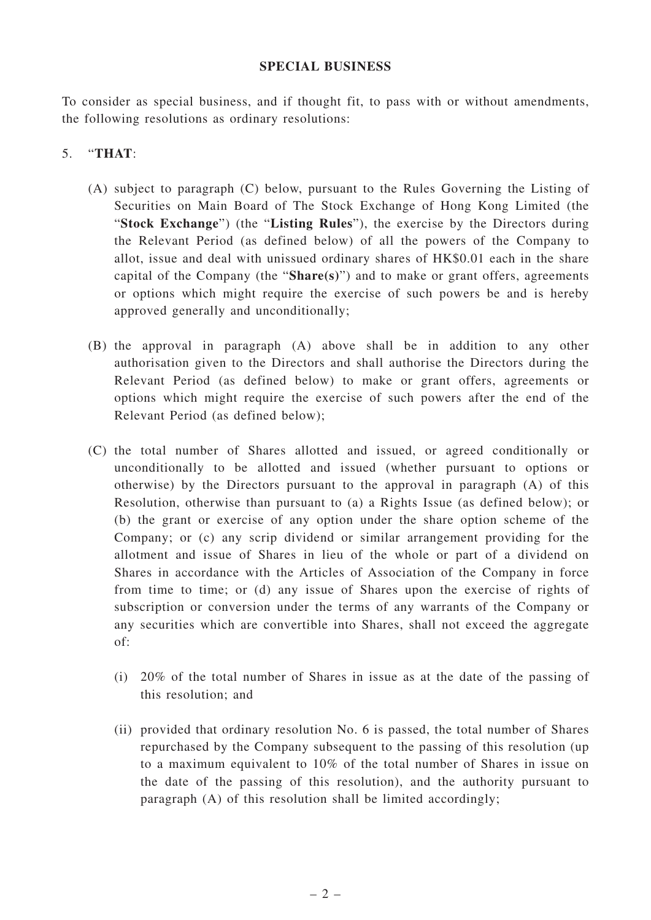**SPECIAL BUSINESS**

To consider as special business, and if thought fit, to pass with or without amendments, the following resolutions as ordinary resolutions:

5. "**THAT**:

   (A) subject to paragraph (C) below, pursuant to the Rules Governing the Listing of Securities on Main Board of The Stock Exchange of Hong Kong Limited (the "**Stock Exchange**") (the "**Listing Rules**"), the exercise by the Directors during the Relevant Period (as defined below) of all the powers of the Company to allot, issue and deal with unissued ordinary shares of HK$0.01 each in the share capital of the Company (the "**Share(s)**") and to make or grant offers, agreements or options which might require the exercise of such powers be and is hereby approved generally and unconditionally;

   (B) the approval in paragraph (A) above shall be in addition to any other authorisation given to the Directors and shall authorise the Directors during the Relevant Period (as defined below) to make or grant offers, agreements or options which might require the exercise of such powers after the end of the Relevant Period (as defined below);

   (C) the total number of Shares allotted and issued, or agreed conditionally or unconditionally to be allotted and issued (whether pursuant to options or otherwise) by the Directors pursuant to the approval in paragraph (A) of this Resolution, otherwise than pursuant to (a) a Rights Issue (as defined below); or (b) the grant or exercise of any option under the share option scheme of the Company; or (c) any scrip dividend or similar arrangement providing for the allotment and issue of Shares in lieu of the whole or part of a dividend on Shares in accordance with the Articles of Association of the Company in force from time to time; or (d) any issue of Shares upon the exercise of rights of subscription or conversion under the terms of any warrants of the Company or any securities which are convertible into Shares, shall not exceed the aggregate of:

      (i) 20% of the total number of Shares in issue as at the date of the passing of this resolution; and

      (ii) provided that ordinary resolution No. 6 is passed, the total number of Shares repurchased by the Company subsequent to the passing of this resolution (up to a maximum equivalent to 10% of the total number of Shares in issue on the date of the passing of this resolution), and the authority pursuant to paragraph (A) of this resolution shall be limited accordingly;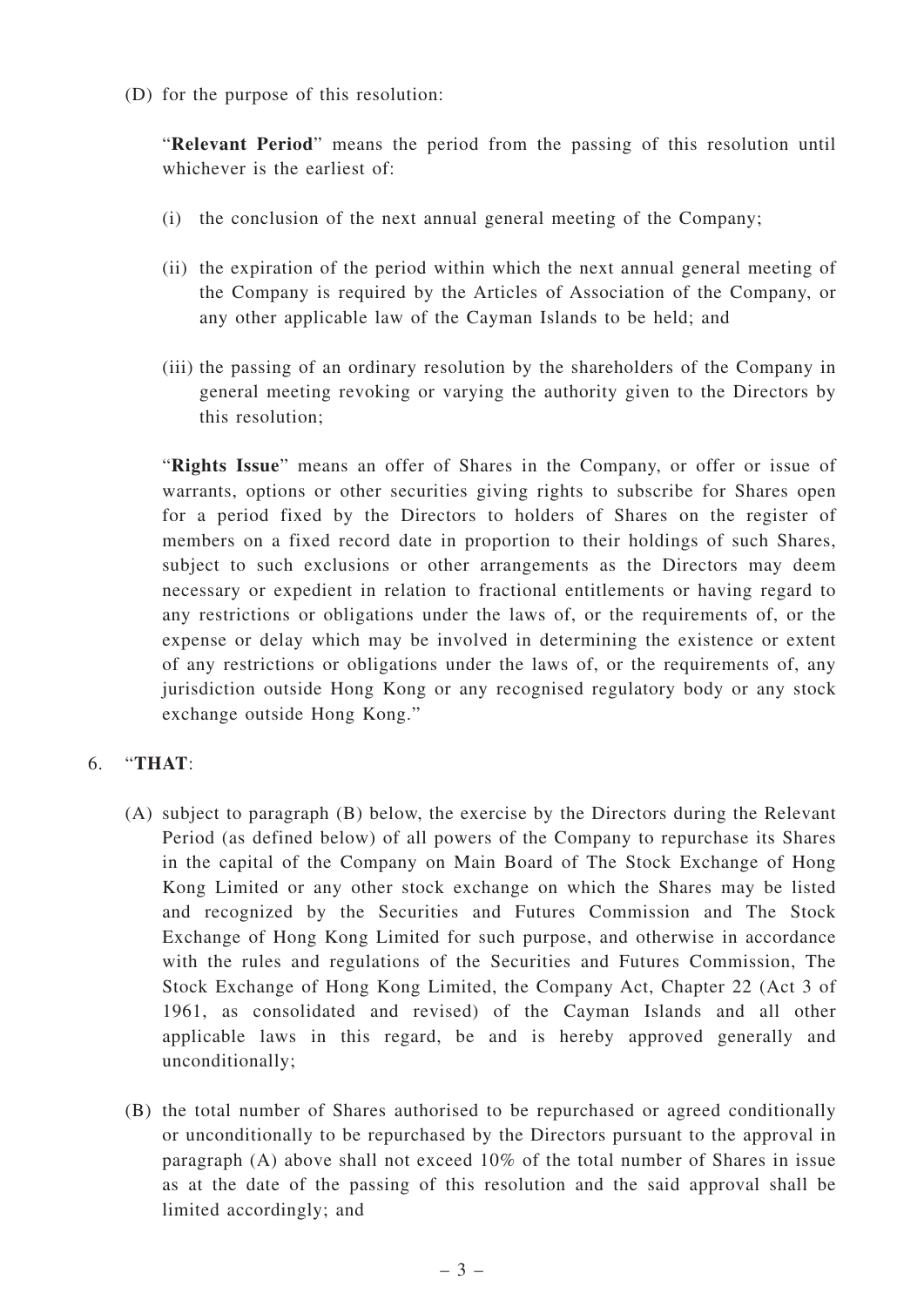(D) for the purpose of this resolution:

"**Relevant Period**" means the period from the passing of this resolution until whichever is the earliest of:

(i) the conclusion of the next annual general meeting of the Company;

(ii) the expiration of the period within which the next annual general meeting of the Company is required by the Articles of Association of the Company, or any other applicable law of the Cayman Islands to be held; and

(iii) the passing of an ordinary resolution by the shareholders of the Company in general meeting revoking or varying the authority given to the Directors by this resolution;

"**Rights Issue**" means an offer of Shares in the Company, or offer or issue of warrants, options or other securities giving rights to subscribe for Shares open for a period fixed by the Directors to holders of Shares on the register of members on a fixed record date in proportion to their holdings of such Shares, subject to such exclusions or other arrangements as the Directors may deem necessary or expedient in relation to fractional entitlements or having regard to any restrictions or obligations under the laws of, or the requirements of, or the expense or delay which may be involved in determining the existence or extent of any restrictions or obligations under the laws of, or the requirements of, any jurisdiction outside Hong Kong or any recognised regulatory body or any stock exchange outside Hong Kong."

6. "**THAT**:

(A) subject to paragraph (B) below, the exercise by the Directors during the Relevant Period (as defined below) of all powers of the Company to repurchase its Shares in the capital of the Company on Main Board of The Stock Exchange of Hong Kong Limited or any other stock exchange on which the Shares may be listed and recognized by the Securities and Futures Commission and The Stock Exchange of Hong Kong Limited for such purpose, and otherwise in accordance with the rules and regulations of the Securities and Futures Commission, The Stock Exchange of Hong Kong Limited, the Company Act, Chapter 22 (Act 3 of 1961, as consolidated and revised) of the Cayman Islands and all other applicable laws in this regard, be and is hereby approved generally and unconditionally;

(B) the total number of Shares authorised to be repurchased or agreed conditionally or unconditionally to be repurchased by the Directors pursuant to the approval in paragraph (A) above shall not exceed 10% of the total number of Shares in issue as at the date of the passing of this resolution and the said approval shall be limited accordingly; and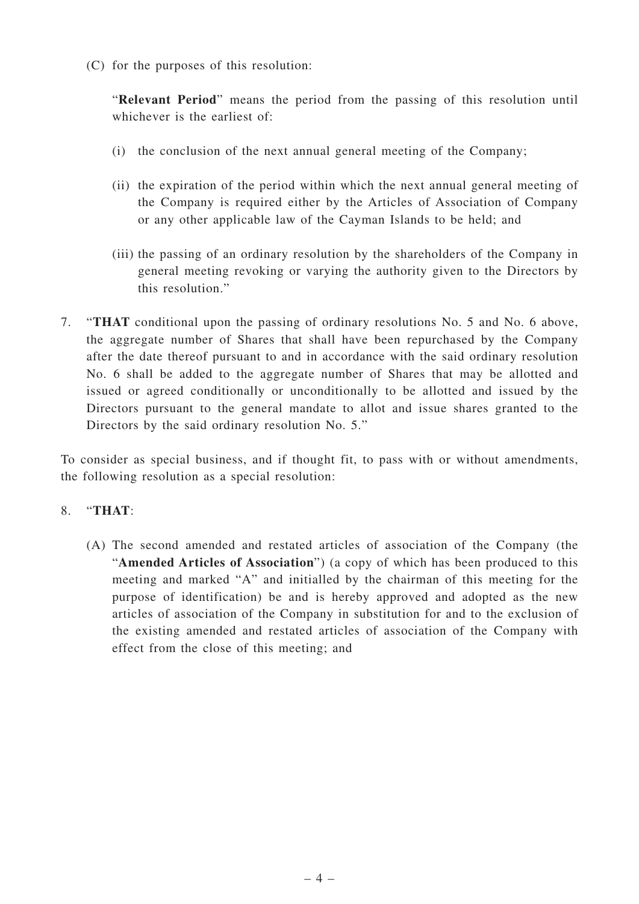(C) for the purposes of this resolution:

"**Relevant Period**" means the period from the passing of this resolution until whichever is the earliest of:

(i) the conclusion of the next annual general meeting of the Company;

(ii) the expiration of the period within which the next annual general meeting of the Company is required either by the Articles of Association of Company or any other applicable law of the Cayman Islands to be held; and

(iii) the passing of an ordinary resolution by the shareholders of the Company in general meeting revoking or varying the authority given to the Directors by this resolution."

7. "**THAT** conditional upon the passing of ordinary resolutions No. 5 and No. 6 above, the aggregate number of Shares that shall have been repurchased by the Company after the date thereof pursuant to and in accordance with the said ordinary resolution No. 6 shall be added to the aggregate number of Shares that may be allotted and issued or agreed conditionally or unconditionally to be allotted and issued by the Directors pursuant to the general mandate to allot and issue shares granted to the Directors by the said ordinary resolution No. 5."

To consider as special business, and if thought fit, to pass with or without amendments, the following resolution as a special resolution:

8. "**THAT**:

(A) The second amended and restated articles of association of the Company (the "**Amended Articles of Association**") (a copy of which has been produced to this meeting and marked "A" and initialled by the chairman of this meeting for the purpose of identification) be and is hereby approved and adopted as the new articles of association of the Company in substitution for and to the exclusion of the existing amended and restated articles of association of the Company with effect from the close of this meeting; and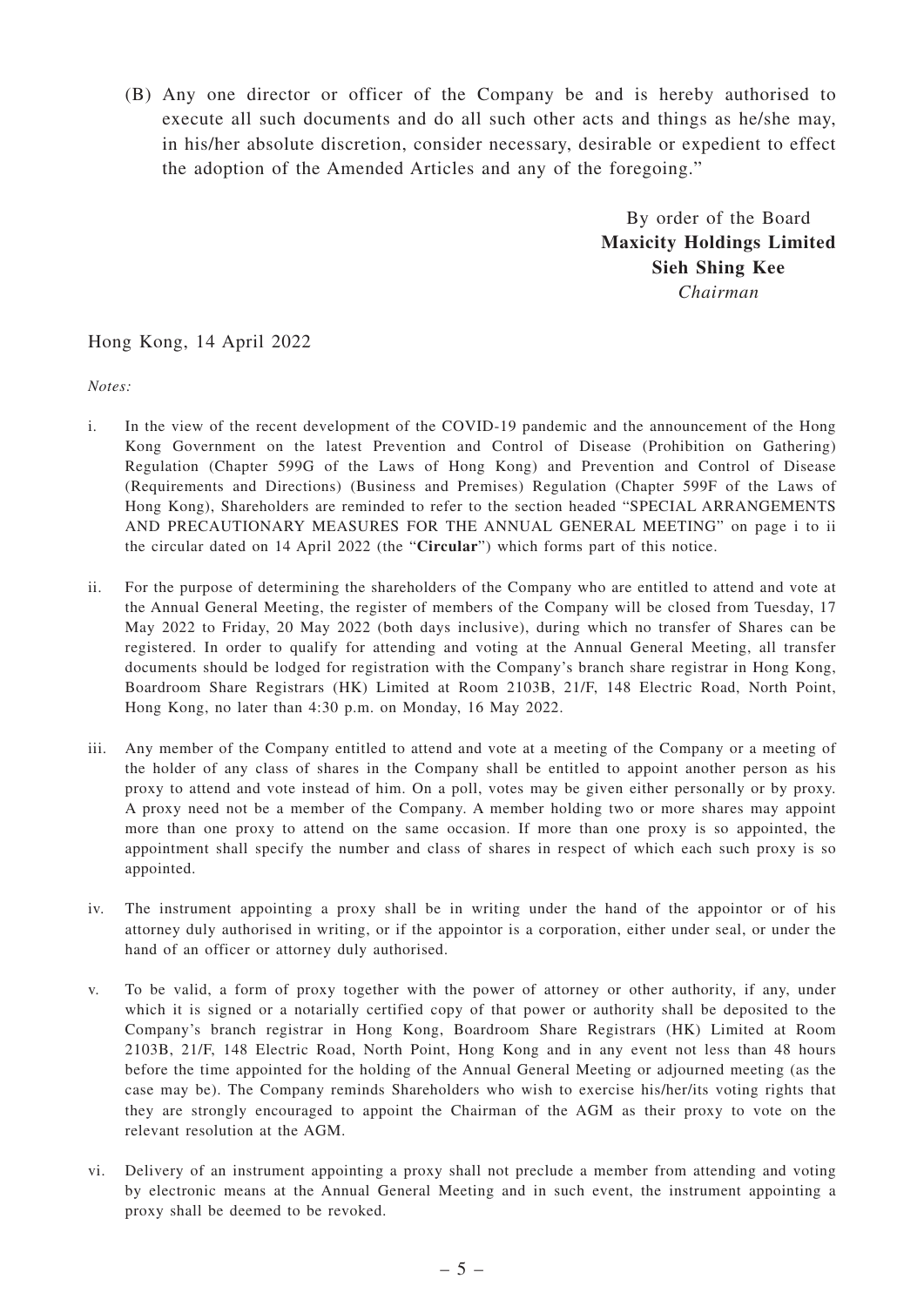(B) Any one director or officer of the Company be and is hereby authorised to execute all such documents and do all such other acts and things as he/she may, in his/her absolute discretion, consider necessary, desirable or expedient to effect the adoption of the Amended Articles and any of the foregoing."

By order of the Board
**Maxicity Holdings Limited**
**Sieh Shing Kee**
*Chairman*

Hong Kong, 14 April 2022

*Notes:*

i. In the view of the recent development of the COVID-19 pandemic and the announcement of the Hong Kong Government on the latest Prevention and Control of Disease (Prohibition on Gathering) Regulation (Chapter 599G of the Laws of Hong Kong) and Prevention and Control of Disease (Requirements and Directions) (Business and Premises) Regulation (Chapter 599F of the Laws of Hong Kong), Shareholders are reminded to refer to the section headed "SPECIAL ARRANGEMENTS AND PRECAUTIONARY MEASURES FOR THE ANNUAL GENERAL MEETING" on page i to ii the circular dated on 14 April 2022 (the "**Circular**") which forms part of this notice.

ii. For the purpose of determining the shareholders of the Company who are entitled to attend and vote at the Annual General Meeting, the register of members of the Company will be closed from Tuesday, 17 May 2022 to Friday, 20 May 2022 (both days inclusive), during which no transfer of Shares can be registered. In order to qualify for attending and voting at the Annual General Meeting, all transfer documents should be lodged for registration with the Company's branch share registrar in Hong Kong, Boardroom Share Registrars (HK) Limited at Room 2103B, 21/F, 148 Electric Road, North Point, Hong Kong, no later than 4:30 p.m. on Monday, 16 May 2022.

iii. Any member of the Company entitled to attend and vote at a meeting of the Company or a meeting of the holder of any class of shares in the Company shall be entitled to appoint another person as his proxy to attend and vote instead of him. On a poll, votes may be given either personally or by proxy. A proxy need not be a member of the Company. A member holding two or more shares may appoint more than one proxy to attend on the same occasion. If more than one proxy is so appointed, the appointment shall specify the number and class of shares in respect of which each such proxy is so appointed.

iv. The instrument appointing a proxy shall be in writing under the hand of the appointor or of his attorney duly authorised in writing, or if the appointor is a corporation, either under seal, or under the hand of an officer or attorney duly authorised.

v. To be valid, a form of proxy together with the power of attorney or other authority, if any, under which it is signed or a notarially certified copy of that power or authority shall be deposited to the Company's branch registrar in Hong Kong, Boardroom Share Registrars (HK) Limited at Room 2103B, 21/F, 148 Electric Road, North Point, Hong Kong and in any event not less than 48 hours before the time appointed for the holding of the Annual General Meeting or adjourned meeting (as the case may be). The Company reminds Shareholders who wish to exercise his/her/its voting rights that they are strongly encouraged to appoint the Chairman of the AGM as their proxy to vote on the relevant resolution at the AGM.

vi. Delivery of an instrument appointing a proxy shall not preclude a member from attending and voting by electronic means at the Annual General Meeting and in such event, the instrument appointing a proxy shall be deemed to be revoked.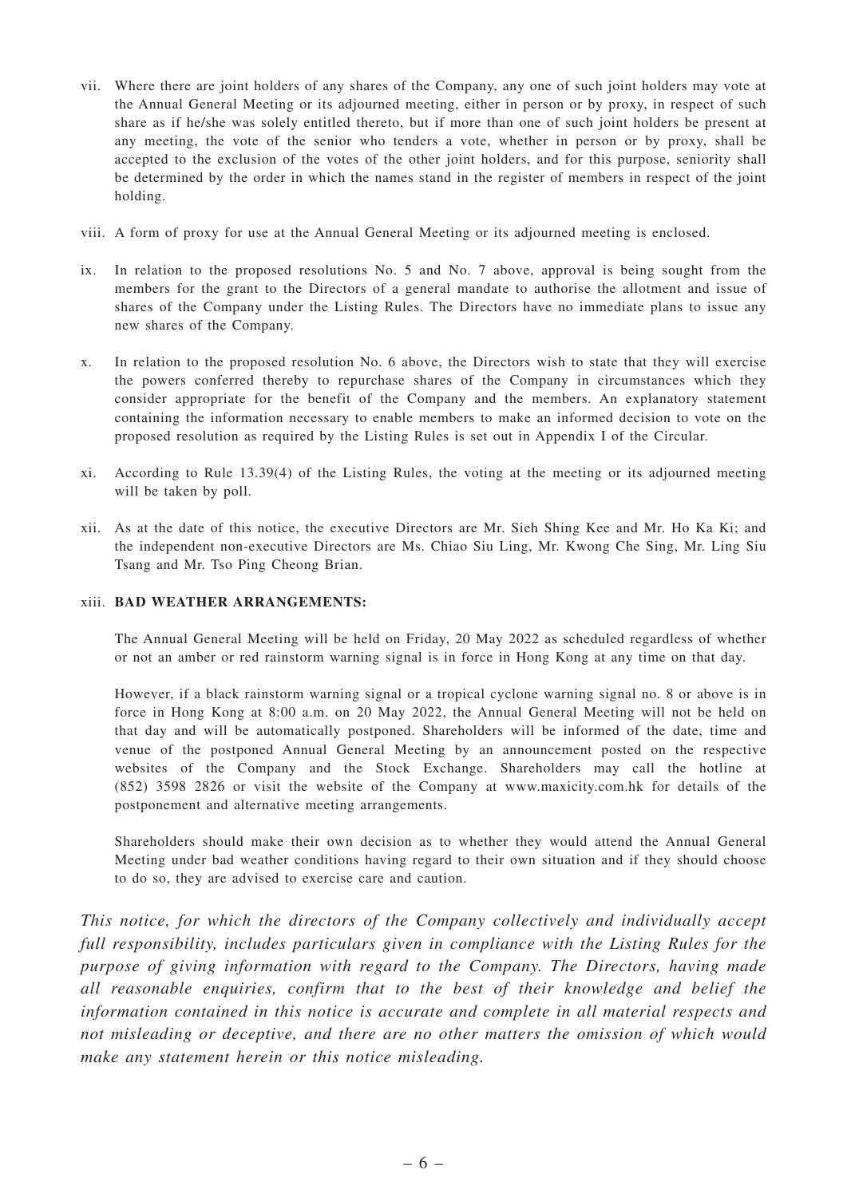vii. Where there are joint holders of any shares of the Company, any one of such joint holders may vote at the Annual General Meeting or its adjourned meeting, either in person or by proxy, in respect of such share as if he/she was solely entitled thereto, but if more than one of such joint holders be present at any meeting, the vote of the senior who tenders a vote, whether in person or by proxy, shall be accepted to the exclusion of the votes of the other joint holders, and for this purpose, seniority shall be determined by the order in which the names stand in the register of members in respect of the joint holding.

viii. A form of proxy for use at the Annual General Meeting or its adjourned meeting is enclosed.

ix. In relation to the proposed resolutions No. 5 and No. 7 above, approval is being sought from the members for the grant to the Directors of a general mandate to authorise the allotment and issue of shares of the Company under the Listing Rules. The Directors have no immediate plans to issue any new shares of the Company.

x. In relation to the proposed resolution No. 6 above, the Directors wish to state that they will exercise the powers conferred thereby to repurchase shares of the Company in circumstances which they consider appropriate for the benefit of the Company and the members. An explanatory statement containing the information necessary to enable members to make an informed decision to vote on the proposed resolution as required by the Listing Rules is set out in Appendix I of the Circular.

xi. According to Rule 13.39(4) of the Listing Rules, the voting at the meeting or its adjourned meeting will be taken by poll.

xii. As at the date of this notice, the executive Directors are Mr. Sieh Shing Kee and Mr. Ho Ka Ki; and the independent non-executive Directors are Ms. Chiao Siu Ling, Mr. Kwong Che Sing, Mr. Ling Siu Tsang and Mr. Tso Ping Cheong Brian.

xiii. **BAD WEATHER ARRANGEMENTS:**

The Annual General Meeting will be held on Friday, 20 May 2022 as scheduled regardless of whether or not an amber or red rainstorm warning signal is in force in Hong Kong at any time on that day.

However, if a black rainstorm warning signal or a tropical cyclone warning signal no. 8 or above is in force in Hong Kong at 8:00 a.m. on 20 May 2022, the Annual General Meeting will not be held on that day and will be automatically postponed. Shareholders will be informed of the date, time and venue of the postponed Annual General Meeting by an announcement posted on the respective websites of the Company and the Stock Exchange. Shareholders may call the hotline at (852) 3598 2826 or visit the website of the Company at www.maxicity.com.hk for details of the postponement and alternative meeting arrangements.

Shareholders should make their own decision as to whether they would attend the Annual General Meeting under bad weather conditions having regard to their own situation and if they should choose to do so, they are advised to exercise care and caution.

*This notice, for which the directors of the Company collectively and individually accept full responsibility, includes particulars given in compliance with the Listing Rules for the purpose of giving information with regard to the Company. The Directors, having made all reasonable enquiries, confirm that to the best of their knowledge and belief the information contained in this notice is accurate and complete in all material respects and not misleading or deceptive, and there are no other matters the omission of which would make any statement herein or this notice misleading.*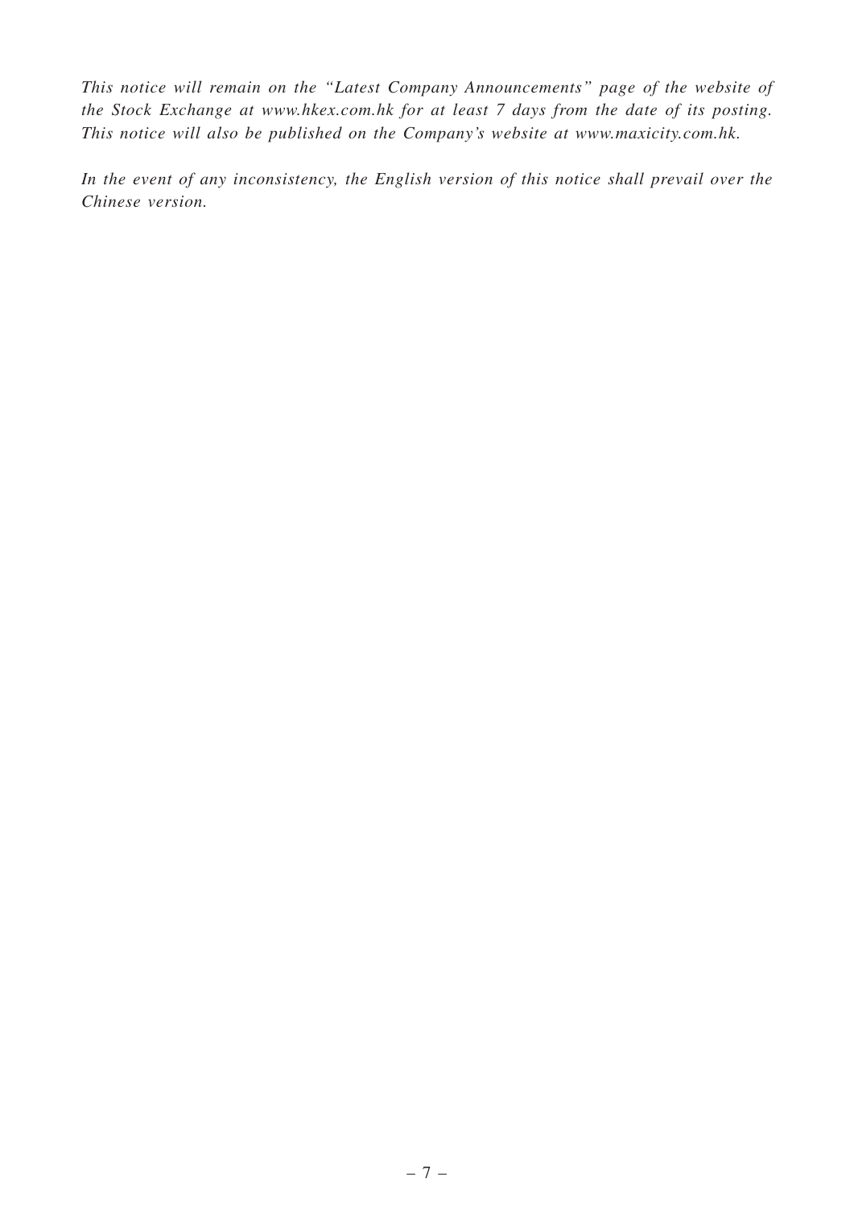*This notice will remain on the "Latest Company Announcements" page of the website of the Stock Exchange at www.hkex.com.hk for at least 7 days from the date of its posting. This notice will also be published on the Company's website at www.maxicity.com.hk.*

*In the event of any inconsistency, the English version of this notice shall prevail over the Chinese version.*